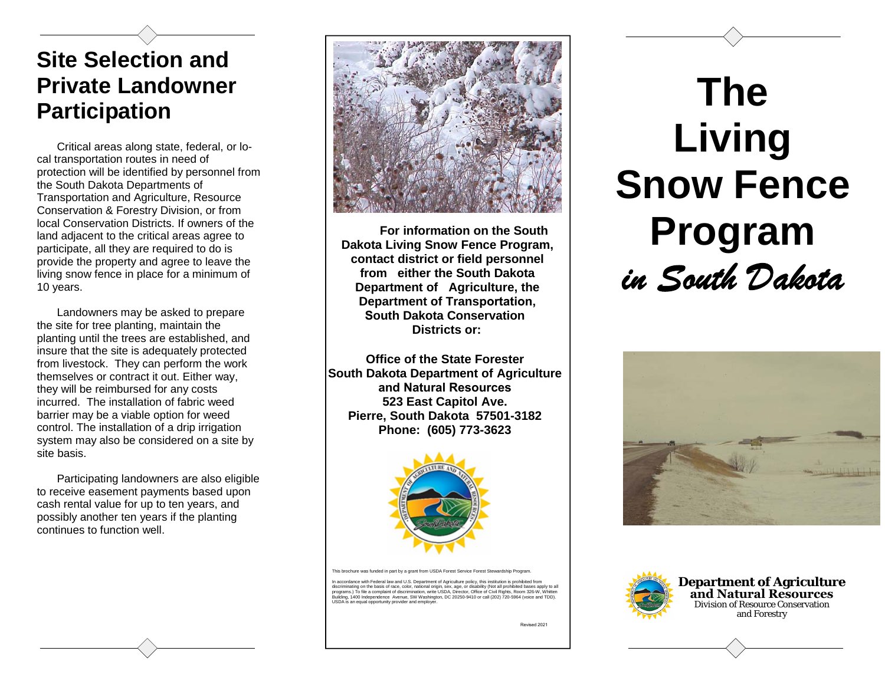## Site Selection and Private Landowner Participation

Critical areas along state, federal, or local transportation routes in need of protection will be identified by personnel from the South Dakota Departments of Transportation and Agriculture, Resource Conservation & Forestry Division, or from local Conservation Districts. If owners of the land adjacent to the critical areas agree to participate, all they are required to do is provide the property and agree to leave the living snow fence in place for a minimum of 10 years.

Landowners may be asked to prepare the site for tree planting, maintain the planting until the trees are established, and insure that the site is adequately protected from livestock. They can perform the work themselves or contract it out. Either way, they will be reimbursed for any costs incurred. The installation of fabric weed barrier may be a viable option for weed control. The installation of a drip irrigation system may also be considered on a site by site basis.

Participating landowners are also eligible to receive easement payments based upon cash rental value for up to ten years, and possibly another ten years if the planting continues to function well.

**For information on the South Dakota Living Snow Fence Program, contact district or field personnel from either the South Dakota Department of Agriculture, the Department of Transportation, South Dakota Conservation Districts or:**

**Office of the State Forester**
**South Dakota Department of Agriculture and Natural Resources**
**523 East Capitol Ave.**
**Pierre, South Dakota 57501-3182**
**Phone: (605) 773-3623**

This brochure was funded in part by a grant from USDA Forest Service Forest Stewardship Program.

In accordance with Federal law and U.S. Department of Agriculture policy, this institution is prohibited from discriminating on the basis of race, color, national origin, sex, age, or disability (Not all prohibited bases apply to all programs.) To file a complaint of discrimination, write USDA, Director, Office of Civil Rights, Room 326-W, Whitten Building, 1400 Independence Avenue, SW Washington, DC 20250-9410 or call (202) 720-5964 (voice and TDD). USDA is an equal opportunity provider and employer.

Revised 2021

# The Living Snow Fence Program

*in South Dakota*

**Department of Agriculture and Natural Resources**
Division of Resource Conservation and Forestry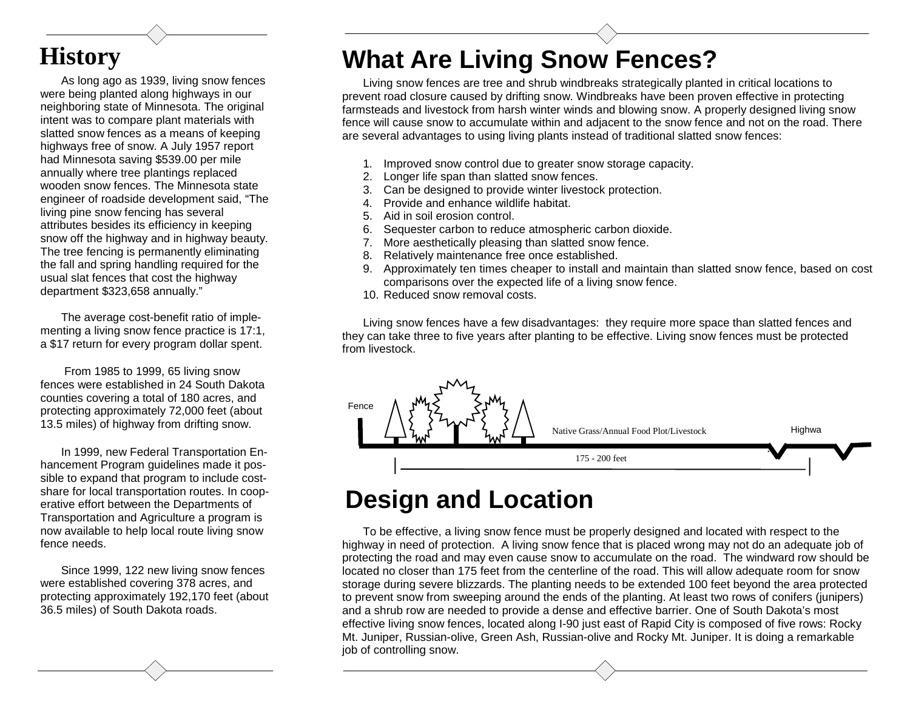## History

As long ago as 1939, living snow fences were being planted along highways in our neighboring state of Minnesota. The original intent was to compare plant materials with slatted snow fences as a means of keeping highways free of snow. A July 1957 report had Minnesota saving $539.00 per mile annually where tree plantings replaced wooden snow fences. The Minnesota state engineer of roadside development said, “The living pine snow fencing has several attributes besides its efficiency in keeping snow off the highway and in highway beauty. The tree fencing is permanently eliminating the fall and spring handling required for the usual slat fences that cost the highway department $323,658 annually.”

The average cost-benefit ratio of implementing a living snow fence practice is 17:1, a $17 return for every program dollar spent.

From 1985 to 1999, 65 living snow fences were established in 24 South Dakota counties covering a total of 180 acres, and protecting approximately 72,000 feet (about 13.5 miles) of highway from drifting snow.

In 1999, new Federal Transportation Enhancement Program guidelines made it possible to expand that program to include cost-share for local transportation routes. In cooperative effort between the Departments of Transportation and Agriculture a program is now available to help local route living snow fence needs.

Since 1999, 122 new living snow fences were established covering 378 acres, and protecting approximately 192,170 feet (about 36.5 miles) of South Dakota roads.

## What Are Living Snow Fences?

Living snow fences are tree and shrub windbreaks strategically planted in critical locations to prevent road closure caused by drifting snow. Windbreaks have been proven effective in protecting farmsteads and livestock from harsh winter winds and blowing snow. A properly designed living snow fence will cause snow to accumulate within and adjacent to the snow fence and not on the road. There are several advantages to using living plants instead of traditional slatted snow fences:

1. Improved snow control due to greater snow storage capacity.
2. Longer life span than slatted snow fences.
3. Can be designed to provide winter livestock protection.
4. Provide and enhance wildlife habitat.
5. Aid in soil erosion control.
6. Sequester carbon to reduce atmospheric carbon dioxide.
7. More aesthetically pleasing than slatted snow fence.
8. Relatively maintenance free once established.
9. Approximately ten times cheaper to install and maintain than slatted snow fence, based on cost comparisons over the expected life of a living snow fence.
10. Reduced snow removal costs.

Living snow fences have a few disadvantages: they require more space than slatted fences and they can take three to five years after planting to be effective. Living snow fences must be protected from livestock.

Fence

Native Grass/Annual Food Plot/Livestock

Highwa

175 - 200 feet

## Design and Location

To be effective, a living snow fence must be properly designed and located with respect to the highway in need of protection. A living snow fence that is placed wrong may not do an adequate job of protecting the road and may even cause snow to accumulate on the road. The windward row should be located no closer than 175 feet from the centerline of the road. This will allow adequate room for snow storage during severe blizzards. The planting needs to be extended 100 feet beyond the area protected to prevent snow from sweeping around the ends of the planting. At least two rows of conifers (junipers) and a shrub row are needed to provide a dense and effective barrier. One of South Dakota’s most effective living snow fences, located along I-90 just east of Rapid City is composed of five rows: Rocky Mt. Juniper, Russian-olive, Green Ash, Russian-olive and Rocky Mt. Juniper. It is doing a remarkable job of controlling snow.